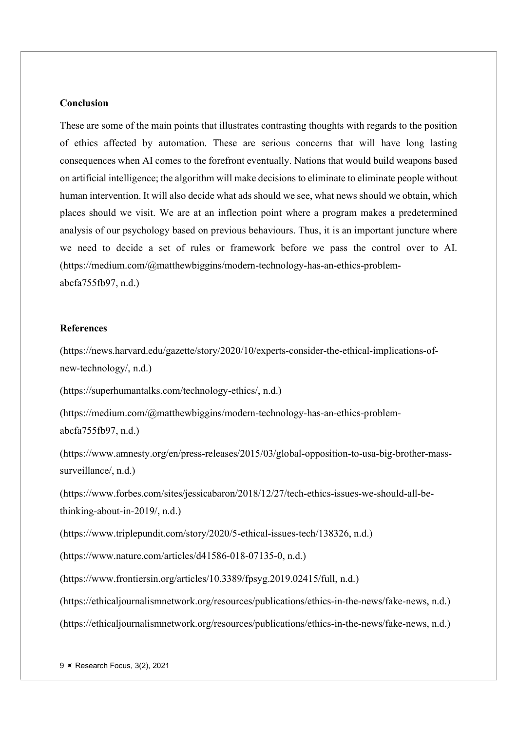## Conclusion

These are some of the main points that illustrates contrasting thoughts with regards to the position of ethics affected by automation. These are serious concerns that will have long lasting consequences when AI comes to the forefront eventually. Nations that would build weapons based on artificial intelligence; the algorithm will make decisions to eliminate to eliminate people without human intervention. It will also decide what ads should we see, what news should we obtain, which places should we visit. We are at an inflection point where a program makes a predetermined analysis of our psychology based on previous behaviours. Thus, it is an important juncture where we need to decide a set of rules or framework before we pass the control over to AI. (https://medium.com/@matthewbiggins/modern-technology-has-an-ethics-problem-abcfa755fb97, n.d.)

## References

(https://news.harvard.edu/gazette/story/2020/10/experts-consider-the-ethical-implications-of-new-technology/, n.d.)

(https://superhumantalks.com/technology-ethics/, n.d.)

(https://medium.com/@matthewbiggins/modern-technology-has-an-ethics-problem-abcfa755fb97, n.d.)

(https://www.amnesty.org/en/press-releases/2015/03/global-opposition-to-usa-big-brother-mass-surveillance/, n.d.)

(https://www.forbes.com/sites/jessicabaron/2018/12/27/tech-ethics-issues-we-should-all-be-thinking-about-in-2019/, n.d.)

(https://www.triplepundit.com/story/2020/5-ethical-issues-tech/138326, n.d.)

(https://www.nature.com/articles/d41586-018-07135-0, n.d.)

(https://www.frontiersin.org/articles/10.3389/fpsyg.2019.02415/full, n.d.)

(https://ethicaljournalismnetwork.org/resources/publications/ethics-in-the-news/fake-news, n.d.)

(https://ethicaljournalismnetwork.org/resources/publications/ethics-in-the-news/fake-news, n.d.)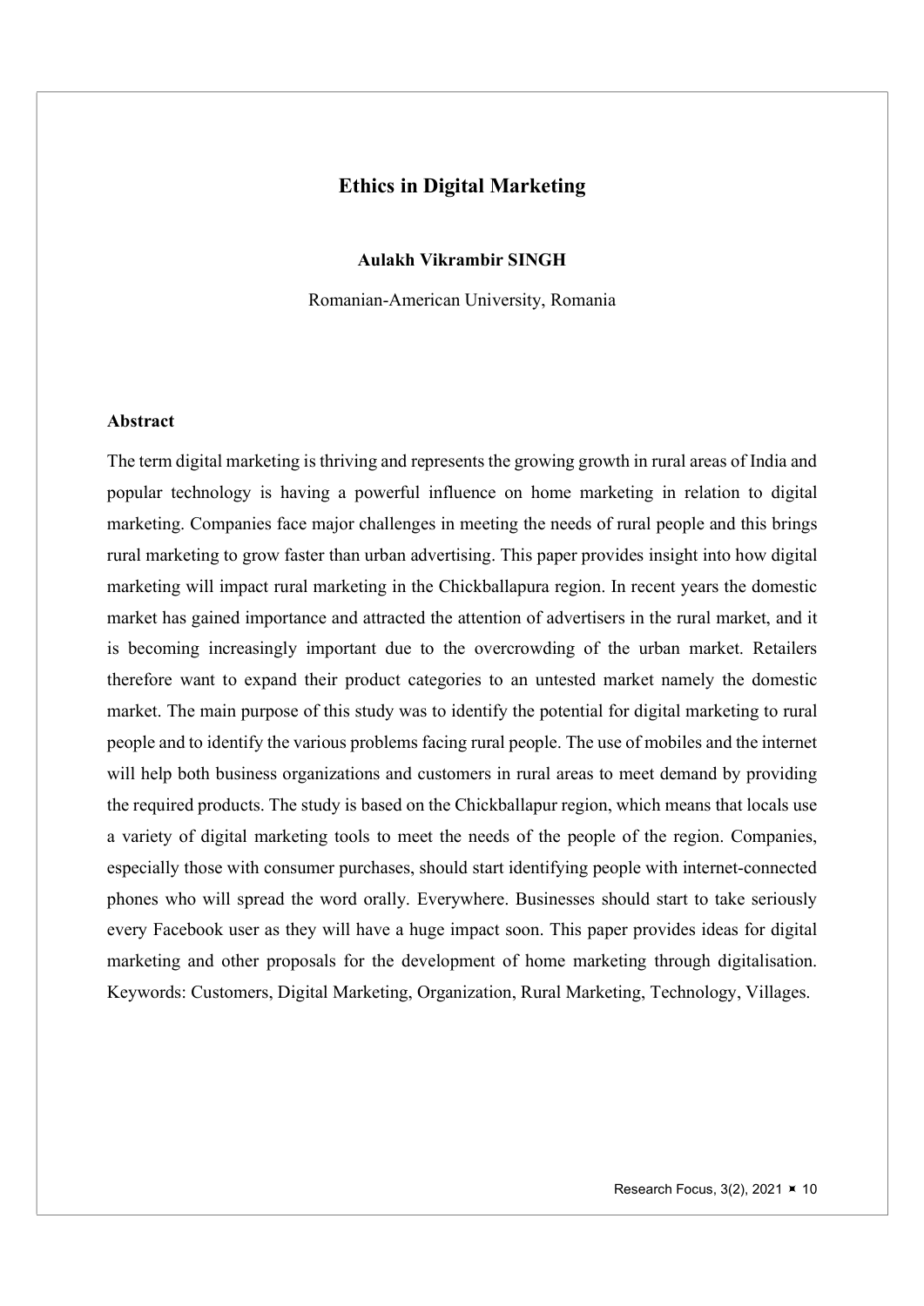# Ethics in Digital Marketing

**Aulakh Vikrambir SINGH**

Romanian-American University, Romania

## Abstract

The term digital marketing is thriving and represents the growing growth in rural areas of India and popular technology is having a powerful influence on home marketing in relation to digital marketing. Companies face major challenges in meeting the needs of rural people and this brings rural marketing to grow faster than urban advertising. This paper provides insight into how digital marketing will impact rural marketing in the Chickballapura region. In recent years the domestic market has gained importance and attracted the attention of advertisers in the rural market, and it is becoming increasingly important due to the overcrowding of the urban market. Retailers therefore want to expand their product categories to an untested market namely the domestic market. The main purpose of this study was to identify the potential for digital marketing to rural people and to identify the various problems facing rural people. The use of mobiles and the internet will help both business organizations and customers in rural areas to meet demand by providing the required products. The study is based on the Chickballapur region, which means that locals use a variety of digital marketing tools to meet the needs of the people of the region. Companies, especially those with consumer purchases, should start identifying people with internet-connected phones who will spread the word orally. Everywhere. Businesses should start to take seriously every Facebook user as they will have a huge impact soon. This paper provides ideas for digital marketing and other proposals for the development of home marketing through digitalisation. Keywords: Customers, Digital Marketing, Organization, Rural Marketing, Technology, Villages.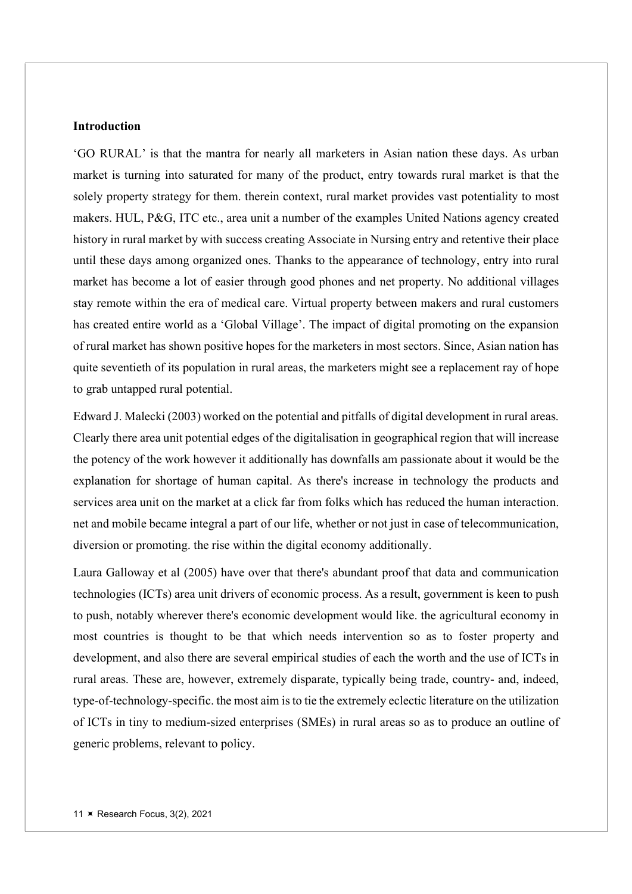**Introduction**

'GO RURAL' is that the mantra for nearly all marketers in Asian nation these days. As urban market is turning into saturated for many of the product, entry towards rural market is that the solely property strategy for them. therein context, rural market provides vast potentiality to most makers. HUL, P&G, ITC etc., area unit a number of the examples United Nations agency created history in rural market by with success creating Associate in Nursing entry and retentive their place until these days among organized ones. Thanks to the appearance of technology, entry into rural market has become a lot of easier through good phones and net property. No additional villages stay remote within the era of medical care. Virtual property between makers and rural customers has created entire world as a 'Global Village'. The impact of digital promoting on the expansion of rural market has shown positive hopes for the marketers in most sectors. Since, Asian nation has quite seventieth of its population in rural areas, the marketers might see a replacement ray of hope to grab untapped rural potential.

Edward J. Malecki (2003) worked on the potential and pitfalls of digital development in rural areas. Clearly there area unit potential edges of the digitalisation in geographical region that will increase the potency of the work however it additionally has downfalls am passionate about it would be the explanation for shortage of human capital. As there's increase in technology the products and services area unit on the market at a click far from folks which has reduced the human interaction. net and mobile became integral a part of our life, whether or not just in case of telecommunication, diversion or promoting. the rise within the digital economy additionally.

Laura Galloway et al (2005) have over that there's abundant proof that data and communication technologies (ICTs) area unit drivers of economic process. As a result, government is keen to push to push, notably wherever there's economic development would like. the agricultural economy in most countries is thought to be that which needs intervention so as to foster property and development, and also there are several empirical studies of each the worth and the use of ICTs in rural areas. These are, however, extremely disparate, typically being trade, country- and, indeed, type-of-technology-specific. the most aim is to tie the extremely eclectic literature on the utilization of ICTs in tiny to medium-sized enterprises (SMEs) in rural areas so as to produce an outline of generic problems, relevant to policy.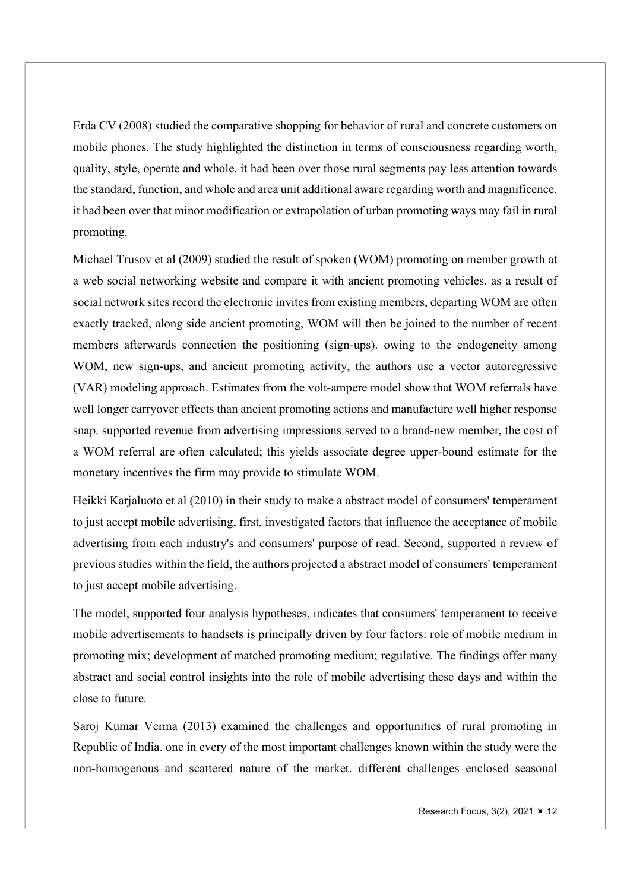Erda CV (2008) studied the comparative shopping for behavior of rural and concrete customers on mobile phones. The study highlighted the distinction in terms of consciousness regarding worth, quality, style, operate and whole. it had been over those rural segments pay less attention towards the standard, function, and whole and area unit additional aware regarding worth and magnificence. it had been over that minor modification or extrapolation of urban promoting ways may fail in rural promoting.

Michael Trusov et al (2009) studied the result of spoken (WOM) promoting on member growth at a web social networking website and compare it with ancient promoting vehicles. as a result of social network sites record the electronic invites from existing members, departing WOM are often exactly tracked, along side ancient promoting, WOM will then be joined to the number of recent members afterwards connection the positioning (sign-ups). owing to the endogeneity among WOM, new sign-ups, and ancient promoting activity, the authors use a vector autoregressive (VAR) modeling approach. Estimates from the volt-ampere model show that WOM referrals have well longer carryover effects than ancient promoting actions and manufacture well higher response snap. supported revenue from advertising impressions served to a brand-new member, the cost of a WOM referral are often calculated; this yields associate degree upper-bound estimate for the monetary incentives the firm may provide to stimulate WOM.

Heikki Karjaluoto et al (2010) in their study to make a abstract model of consumers' temperament to just accept mobile advertising, first, investigated factors that influence the acceptance of mobile advertising from each industry's and consumers' purpose of read. Second, supported a review of previous studies within the field, the authors projected a abstract model of consumers' temperament to just accept mobile advertising.

The model, supported four analysis hypotheses, indicates that consumers' temperament to receive mobile advertisements to handsets is principally driven by four factors: role of mobile medium in promoting mix; development of matched promoting medium; regulative. The findings offer many abstract and social control insights into the role of mobile advertising these days and within the close to future.

Saroj Kumar Verma (2013) examined the challenges and opportunities of rural promoting in Republic of India. one in every of the most important challenges known within the study were the non-homogenous and scattered nature of the market. different challenges enclosed seasonal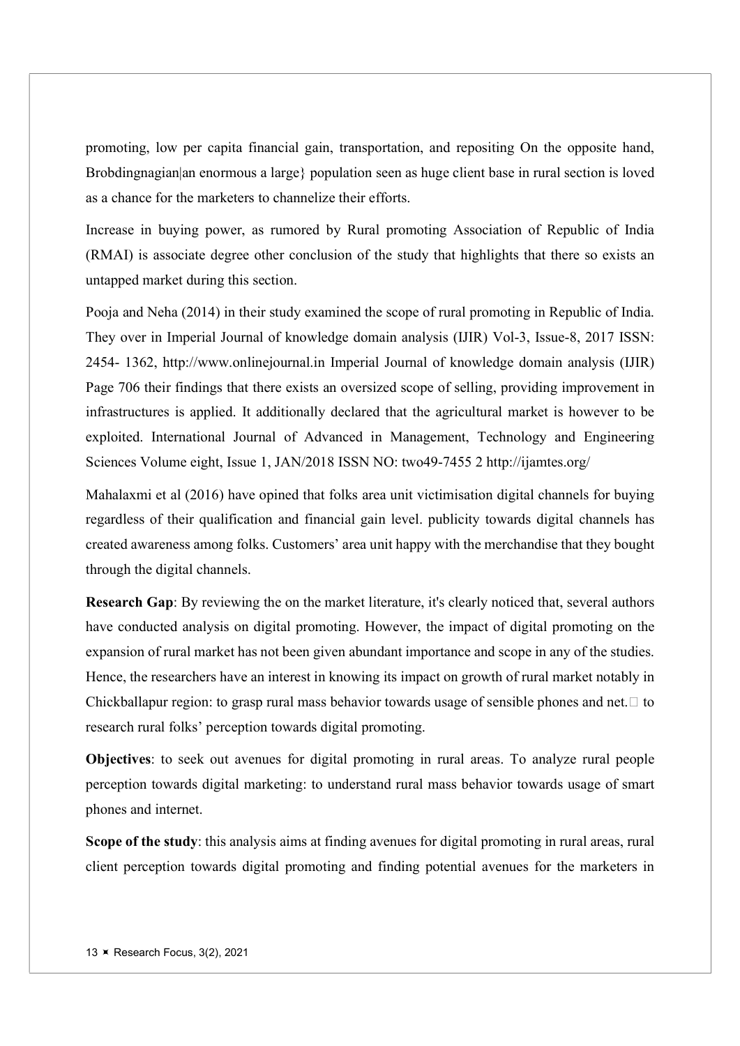promoting, low per capita financial gain, transportation, and repositing On the opposite hand, Brobdingnagian|an enormous a large} population seen as huge client base in rural section is loved as a chance for the marketers to channelize their efforts.

Increase in buying power, as rumored by Rural promoting Association of Republic of India (RMAI) is associate degree other conclusion of the study that highlights that there so exists an untapped market during this section.

Pooja and Neha (2014) in their study examined the scope of rural promoting in Republic of India. They over in Imperial Journal of knowledge domain analysis (IJIR) Vol-3, Issue-8, 2017 ISSN: 2454- 1362, http://www.onlinejournal.in Imperial Journal of knowledge domain analysis (IJIR) Page 706 their findings that there exists an oversized scope of selling, providing improvement in infrastructures is applied. It additionally declared that the agricultural market is however to be exploited. International Journal of Advanced in Management, Technology and Engineering Sciences Volume eight, Issue 1, JAN/2018 ISSN NO: two49-7455 2 http://ijamtes.org/

Mahalaxmi et al (2016) have opined that folks area unit victimisation digital channels for buying regardless of their qualification and financial gain level. publicity towards digital channels has created awareness among folks. Customers' area unit happy with the merchandise that they bought through the digital channels.

**Research Gap**: By reviewing the on the market literature, it's clearly noticed that, several authors have conducted analysis on digital promoting. However, the impact of digital promoting on the expansion of rural market has not been given abundant importance and scope in any of the studies. Hence, the researchers have an interest in knowing its impact on growth of rural market notably in Chickballapur region: to grasp rural mass behavior towards usage of sensible phones and net.□ to research rural folks' perception towards digital promoting.

**Objectives**: to seek out avenues for digital promoting in rural areas. To analyze rural people perception towards digital marketing: to understand rural mass behavior towards usage of smart phones and internet.

**Scope of the study**: this analysis aims at finding avenues for digital promoting in rural areas, rural client perception towards digital promoting and finding potential avenues for the marketers in